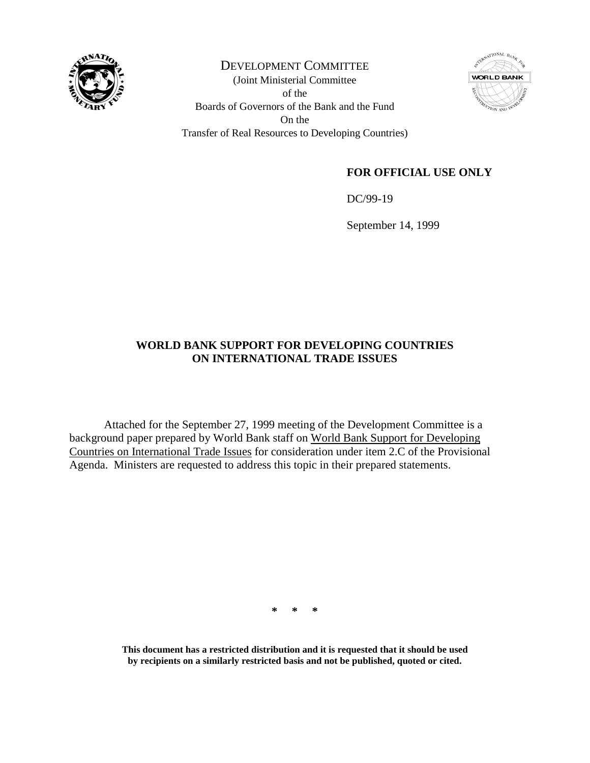DEVELOPMENT COMMITTEE
(Joint Ministerial Committee
of the
Boards of Governors of the Bank and the Fund
On the
Transfer of Real Resources to Developing Countries)

**FOR OFFICIAL USE ONLY**

DC/99-19

September 14, 1999

# WORLD BANK SUPPORT FOR DEVELOPING COUNTRIES ON INTERNATIONAL TRADE ISSUES

Attached for the September 27, 1999 meeting of the Development Committee is a background paper prepared by World Bank staff on World Bank Support for Developing Countries on International Trade Issues for consideration under item 2.C of the Provisional Agenda. Ministers are requested to address this topic in their prepared statements.

\* \* \*

**This document has a restricted distribution and it is requested that it should be used by recipients on a similarly restricted basis and not be published, quoted or cited.**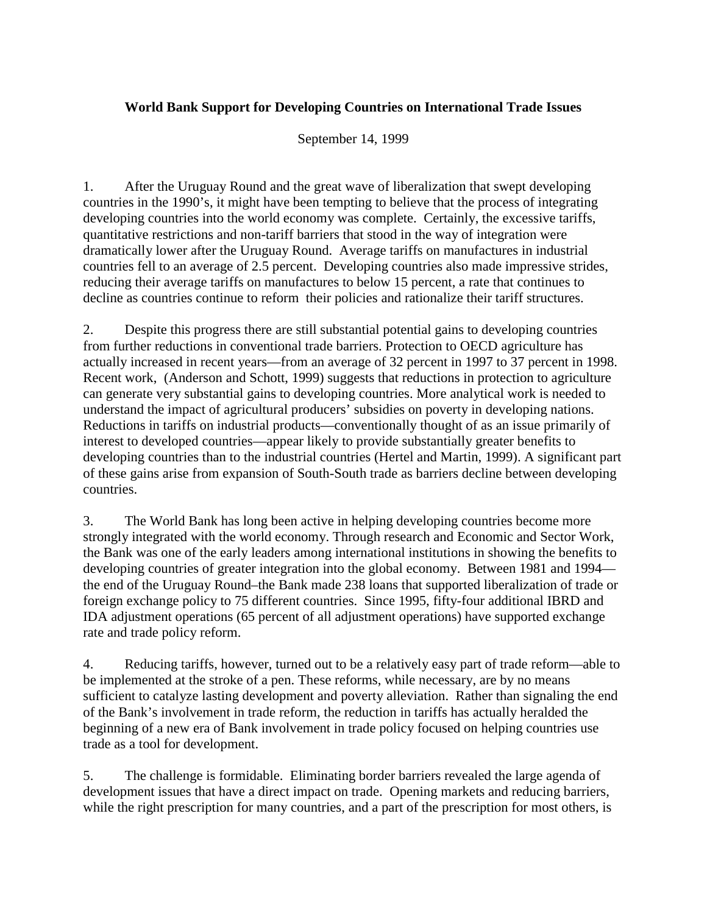**World Bank Support for Developing Countries on International Trade Issues**

September 14, 1999

1. After the Uruguay Round and the great wave of liberalization that swept developing countries in the 1990's, it might have been tempting to believe that the process of integrating developing countries into the world economy was complete. Certainly, the excessive tariffs, quantitative restrictions and non-tariff barriers that stood in the way of integration were dramatically lower after the Uruguay Round. Average tariffs on manufactures in industrial countries fell to an average of 2.5 percent. Developing countries also made impressive strides, reducing their average tariffs on manufactures to below 15 percent, a rate that continues to decline as countries continue to reform their policies and rationalize their tariff structures.

2. Despite this progress there are still substantial potential gains to developing countries from further reductions in conventional trade barriers. Protection to OECD agriculture has actually increased in recent years—from an average of 32 percent in 1997 to 37 percent in 1998. Recent work, (Anderson and Schott, 1999) suggests that reductions in protection to agriculture can generate very substantial gains to developing countries. More analytical work is needed to understand the impact of agricultural producers' subsidies on poverty in developing nations. Reductions in tariffs on industrial products—conventionally thought of as an issue primarily of interest to developed countries—appear likely to provide substantially greater benefits to developing countries than to the industrial countries (Hertel and Martin, 1999). A significant part of these gains arise from expansion of South-South trade as barriers decline between developing countries.

3. The World Bank has long been active in helping developing countries become more strongly integrated with the world economy. Through research and Economic and Sector Work, the Bank was one of the early leaders among international institutions in showing the benefits to developing countries of greater integration into the global economy. Between 1981 and 1994—the end of the Uruguay Round–the Bank made 238 loans that supported liberalization of trade or foreign exchange policy to 75 different countries. Since 1995, fifty-four additional IBRD and IDA adjustment operations (65 percent of all adjustment operations) have supported exchange rate and trade policy reform.

4. Reducing tariffs, however, turned out to be a relatively easy part of trade reform—able to be implemented at the stroke of a pen. These reforms, while necessary, are by no means sufficient to catalyze lasting development and poverty alleviation. Rather than signaling the end of the Bank's involvement in trade reform, the reduction in tariffs has actually heralded the beginning of a new era of Bank involvement in trade policy focused on helping countries use trade as a tool for development.

5. The challenge is formidable. Eliminating border barriers revealed the large agenda of development issues that have a direct impact on trade. Opening markets and reducing barriers, while the right prescription for many countries, and a part of the prescription for most others, is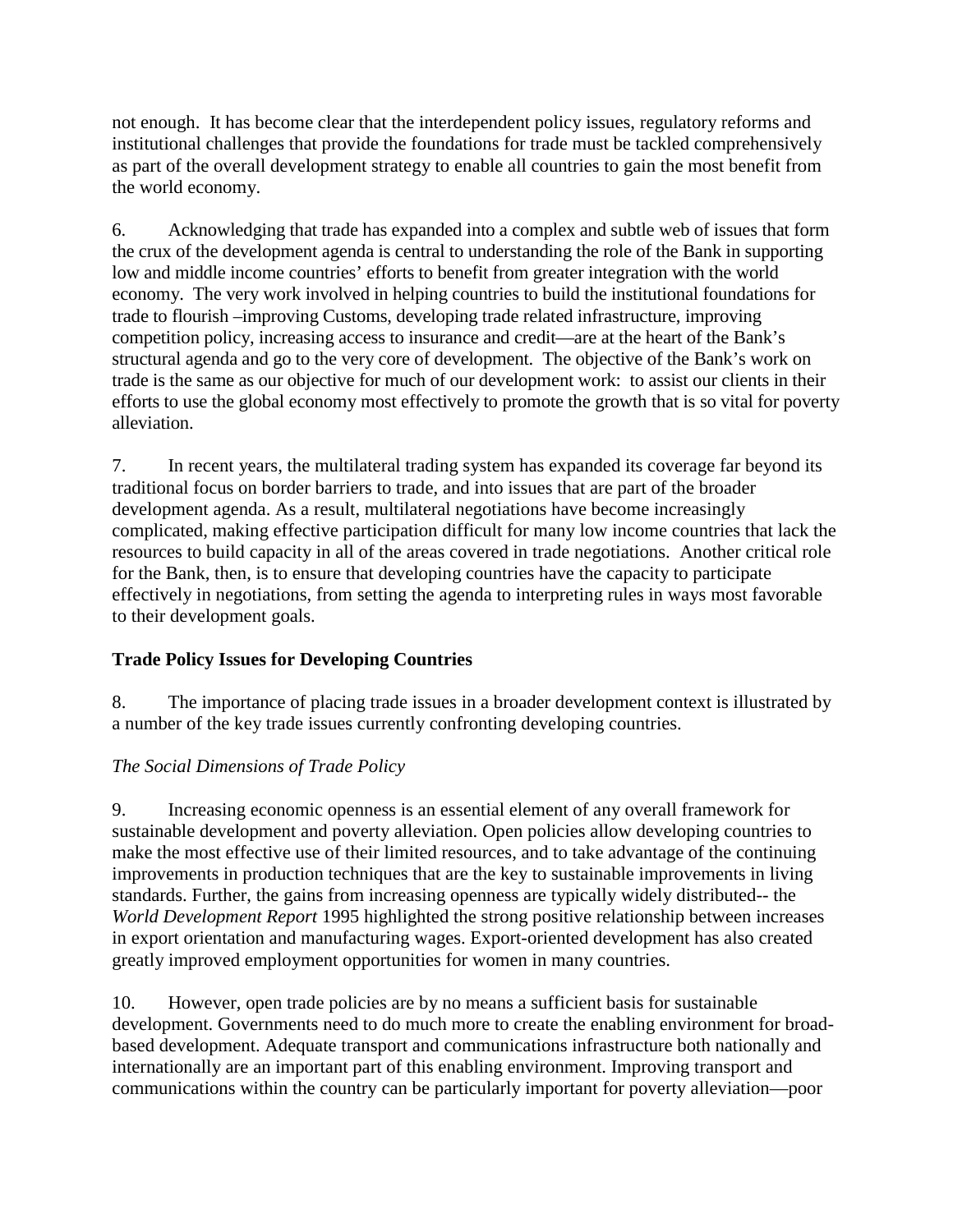not enough. It has become clear that the interdependent policy issues, regulatory reforms and institutional challenges that provide the foundations for trade must be tackled comprehensively as part of the overall development strategy to enable all countries to gain the most benefit from the world economy.

6. Acknowledging that trade has expanded into a complex and subtle web of issues that form the crux of the development agenda is central to understanding the role of the Bank in supporting low and middle income countries' efforts to benefit from greater integration with the world economy. The very work involved in helping countries to build the institutional foundations for trade to flourish –improving Customs, developing trade related infrastructure, improving competition policy, increasing access to insurance and credit—are at the heart of the Bank's structural agenda and go to the very core of development. The objective of the Bank's work on trade is the same as our objective for much of our development work: to assist our clients in their efforts to use the global economy most effectively to promote the growth that is so vital for poverty alleviation.

7. In recent years, the multilateral trading system has expanded its coverage far beyond its traditional focus on border barriers to trade, and into issues that are part of the broader development agenda. As a result, multilateral negotiations have become increasingly complicated, making effective participation difficult for many low income countries that lack the resources to build capacity in all of the areas covered in trade negotiations. Another critical role for the Bank, then, is to ensure that developing countries have the capacity to participate effectively in negotiations, from setting the agenda to interpreting rules in ways most favorable to their development goals.

**Trade Policy Issues for Developing Countries**

8. The importance of placing trade issues in a broader development context is illustrated by a number of the key trade issues currently confronting developing countries.

*The Social Dimensions of Trade Policy*

9. Increasing economic openness is an essential element of any overall framework for sustainable development and poverty alleviation. Open policies allow developing countries to make the most effective use of their limited resources, and to take advantage of the continuing improvements in production techniques that are the key to sustainable improvements in living standards. Further, the gains from increasing openness are typically widely distributed-- the *World Development Report* 1995 highlighted the strong positive relationship between increases in export orientation and manufacturing wages. Export-oriented development has also created greatly improved employment opportunities for women in many countries.

10. However, open trade policies are by no means a sufficient basis for sustainable development. Governments need to do much more to create the enabling environment for broad-based development. Adequate transport and communications infrastructure both nationally and internationally are an important part of this enabling environment. Improving transport and communications within the country can be particularly important for poverty alleviation—poor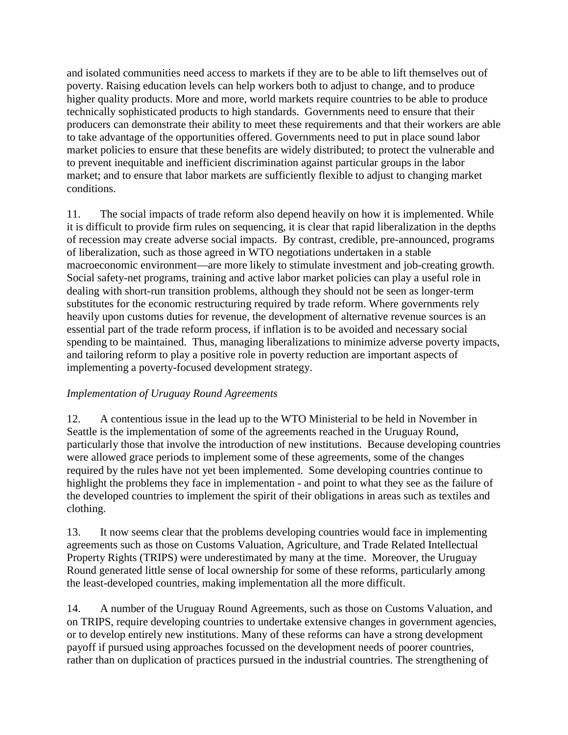and isolated communities need access to markets if they are to be able to lift themselves out of poverty. Raising education levels can help workers both to adjust to change, and to produce higher quality products. More and more, world markets require countries to be able to produce technically sophisticated products to high standards. Governments need to ensure that their producers can demonstrate their ability to meet these requirements and that their workers are able to take advantage of the opportunities offered. Governments need to put in place sound labor market policies to ensure that these benefits are widely distributed; to protect the vulnerable and to prevent inequitable and inefficient discrimination against particular groups in the labor market; and to ensure that labor markets are sufficiently flexible to adjust to changing market conditions.

11. The social impacts of trade reform also depend heavily on how it is implemented. While it is difficult to provide firm rules on sequencing, it is clear that rapid liberalization in the depths of recession may create adverse social impacts. By contrast, credible, pre-announced, programs of liberalization, such as those agreed in WTO negotiations undertaken in a stable macroeconomic environment—are more likely to stimulate investment and job-creating growth. Social safety-net programs, training and active labor market policies can play a useful role in dealing with short-run transition problems, although they should not be seen as longer-term substitutes for the economic restructuring required by trade reform. Where governments rely heavily upon customs duties for revenue, the development of alternative revenue sources is an essential part of the trade reform process, if inflation is to be avoided and necessary social spending to be maintained. Thus, managing liberalizations to minimize adverse poverty impacts, and tailoring reform to play a positive role in poverty reduction are important aspects of implementing a poverty-focused development strategy.

*Implementation of Uruguay Round Agreements*

12. A contentious issue in the lead up to the WTO Ministerial to be held in November in Seattle is the implementation of some of the agreements reached in the Uruguay Round, particularly those that involve the introduction of new institutions. Because developing countries were allowed grace periods to implement some of these agreements, some of the changes required by the rules have not yet been implemented. Some developing countries continue to highlight the problems they face in implementation - and point to what they see as the failure of the developed countries to implement the spirit of their obligations in areas such as textiles and clothing.

13. It now seems clear that the problems developing countries would face in implementing agreements such as those on Customs Valuation, Agriculture, and Trade Related Intellectual Property Rights (TRIPS) were underestimated by many at the time. Moreover, the Uruguay Round generated little sense of local ownership for some of these reforms, particularly among the least-developed countries, making implementation all the more difficult.

14. A number of the Uruguay Round Agreements, such as those on Customs Valuation, and on TRIPS, require developing countries to undertake extensive changes in government agencies, or to develop entirely new institutions. Many of these reforms can have a strong development payoff if pursued using approaches focussed on the development needs of poorer countries, rather than on duplication of practices pursued in the industrial countries. The strengthening of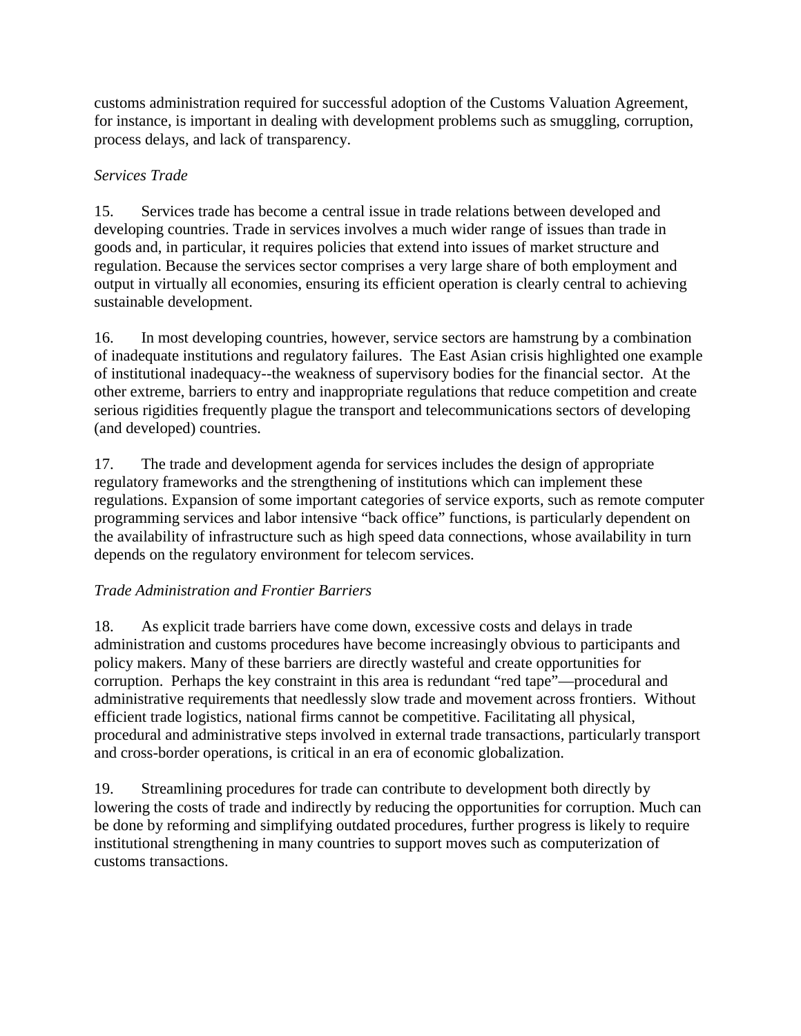customs administration required for successful adoption of the Customs Valuation Agreement, for instance, is important in dealing with development problems such as smuggling, corruption, process delays, and lack of transparency.

*Services Trade*

15. Services trade has become a central issue in trade relations between developed and developing countries. Trade in services involves a much wider range of issues than trade in goods and, in particular, it requires policies that extend into issues of market structure and regulation. Because the services sector comprises a very large share of both employment and output in virtually all economies, ensuring its efficient operation is clearly central to achieving sustainable development.

16. In most developing countries, however, service sectors are hamstrung by a combination of inadequate institutions and regulatory failures. The East Asian crisis highlighted one example of institutional inadequacy--the weakness of supervisory bodies for the financial sector. At the other extreme, barriers to entry and inappropriate regulations that reduce competition and create serious rigidities frequently plague the transport and telecommunications sectors of developing (and developed) countries.

17. The trade and development agenda for services includes the design of appropriate regulatory frameworks and the strengthening of institutions which can implement these regulations. Expansion of some important categories of service exports, such as remote computer programming services and labor intensive "back office" functions, is particularly dependent on the availability of infrastructure such as high speed data connections, whose availability in turn depends on the regulatory environment for telecom services.

*Trade Administration and Frontier Barriers*

18. As explicit trade barriers have come down, excessive costs and delays in trade administration and customs procedures have become increasingly obvious to participants and policy makers. Many of these barriers are directly wasteful and create opportunities for corruption. Perhaps the key constraint in this area is redundant "red tape"—procedural and administrative requirements that needlessly slow trade and movement across frontiers. Without efficient trade logistics, national firms cannot be competitive. Facilitating all physical, procedural and administrative steps involved in external trade transactions, particularly transport and cross-border operations, is critical in an era of economic globalization.

19. Streamlining procedures for trade can contribute to development both directly by lowering the costs of trade and indirectly by reducing the opportunities for corruption. Much can be done by reforming and simplifying outdated procedures, further progress is likely to require institutional strengthening in many countries to support moves such as computerization of customs transactions.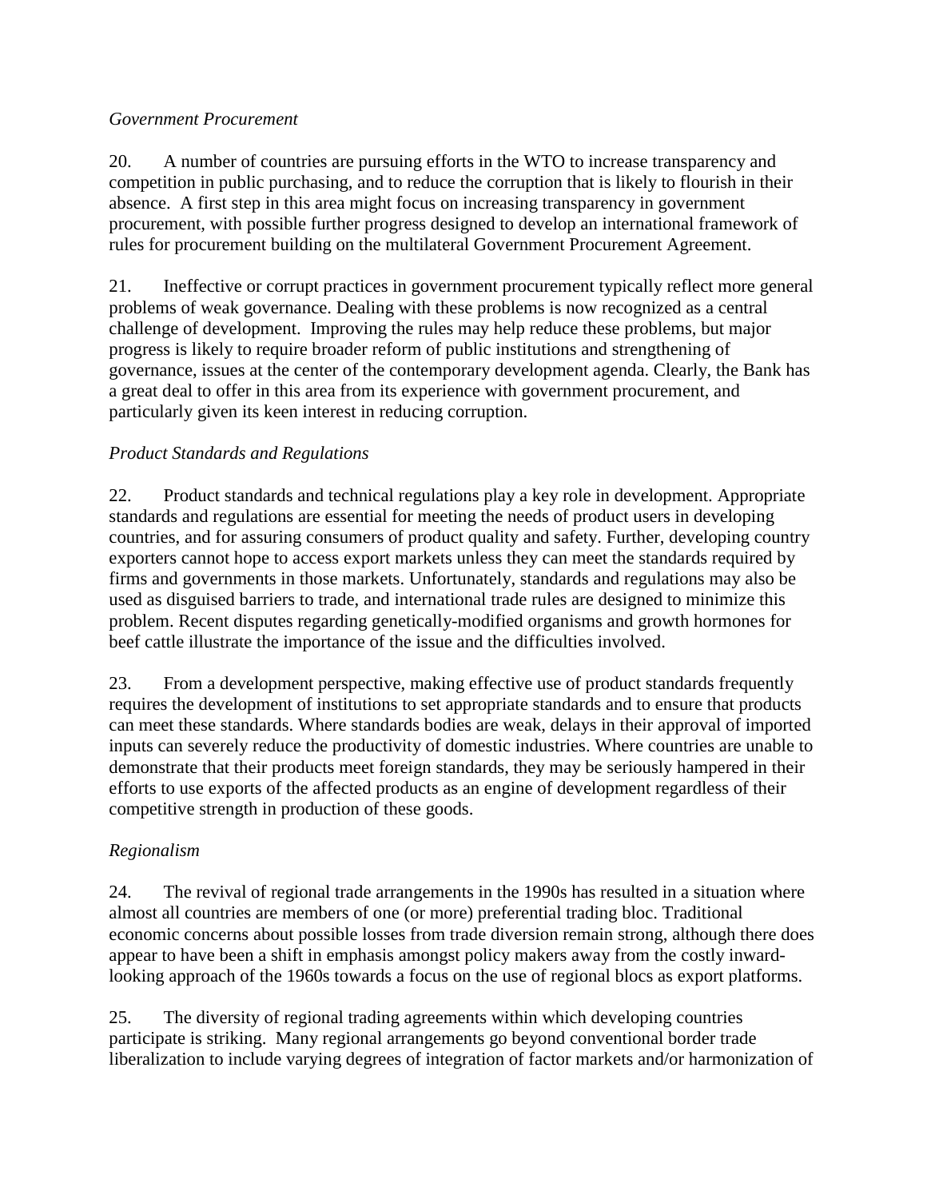*Government Procurement*

20. A number of countries are pursuing efforts in the WTO to increase transparency and competition in public purchasing, and to reduce the corruption that is likely to flourish in their absence. A first step in this area might focus on increasing transparency in government procurement, with possible further progress designed to develop an international framework of rules for procurement building on the multilateral Government Procurement Agreement.

21. Ineffective or corrupt practices in government procurement typically reflect more general problems of weak governance. Dealing with these problems is now recognized as a central challenge of development. Improving the rules may help reduce these problems, but major progress is likely to require broader reform of public institutions and strengthening of governance, issues at the center of the contemporary development agenda. Clearly, the Bank has a great deal to offer in this area from its experience with government procurement, and particularly given its keen interest in reducing corruption.

*Product Standards and Regulations*

22. Product standards and technical regulations play a key role in development. Appropriate standards and regulations are essential for meeting the needs of product users in developing countries, and for assuring consumers of product quality and safety. Further, developing country exporters cannot hope to access export markets unless they can meet the standards required by firms and governments in those markets. Unfortunately, standards and regulations may also be used as disguised barriers to trade, and international trade rules are designed to minimize this problem. Recent disputes regarding genetically-modified organisms and growth hormones for beef cattle illustrate the importance of the issue and the difficulties involved.

23. From a development perspective, making effective use of product standards frequently requires the development of institutions to set appropriate standards and to ensure that products can meet these standards. Where standards bodies are weak, delays in their approval of imported inputs can severely reduce the productivity of domestic industries. Where countries are unable to demonstrate that their products meet foreign standards, they may be seriously hampered in their efforts to use exports of the affected products as an engine of development regardless of their competitive strength in production of these goods.

*Regionalism*

24. The revival of regional trade arrangements in the 1990s has resulted in a situation where almost all countries are members of one (or more) preferential trading bloc. Traditional economic concerns about possible losses from trade diversion remain strong, although there does appear to have been a shift in emphasis amongst policy makers away from the costly inward-looking approach of the 1960s towards a focus on the use of regional blocs as export platforms.

25. The diversity of regional trading agreements within which developing countries participate is striking. Many regional arrangements go beyond conventional border trade liberalization to include varying degrees of integration of factor markets and/or harmonization of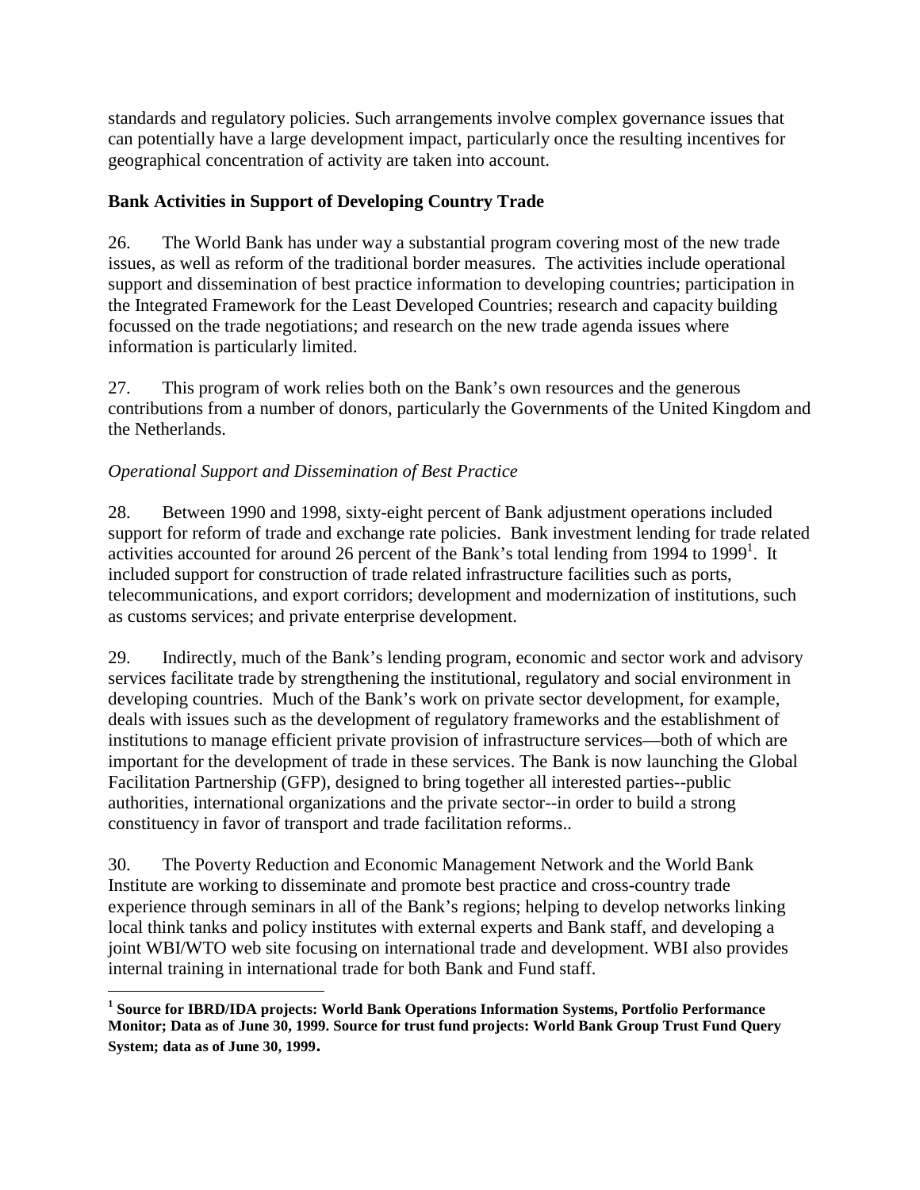standards and regulatory policies. Such arrangements involve complex governance issues that can potentially have a large development impact, particularly once the resulting incentives for geographical concentration of activity are taken into account.

**Bank Activities in Support of Developing Country Trade**

26. The World Bank has under way a substantial program covering most of the new trade issues, as well as reform of the traditional border measures. The activities include operational support and dissemination of best practice information to developing countries; participation in the Integrated Framework for the Least Developed Countries; research and capacity building focussed on the trade negotiations; and research on the new trade agenda issues where information is particularly limited.

27. This program of work relies both on the Bank's own resources and the generous contributions from a number of donors, particularly the Governments of the United Kingdom and the Netherlands.

*Operational Support and Dissemination of Best Practice*

28. Between 1990 and 1998, sixty-eight percent of Bank adjustment operations included support for reform of trade and exchange rate policies. Bank investment lending for trade related activities accounted for around 26 percent of the Bank's total lending from 1994 to 1999[1]. It included support for construction of trade related infrastructure facilities such as ports, telecommunications, and export corridors; development and modernization of institutions, such as customs services; and private enterprise development.

29. Indirectly, much of the Bank's lending program, economic and sector work and advisory services facilitate trade by strengthening the institutional, regulatory and social environment in developing countries. Much of the Bank's work on private sector development, for example, deals with issues such as the development of regulatory frameworks and the establishment of institutions to manage efficient private provision of infrastructure services—both of which are important for the development of trade in these services. The Bank is now launching the Global Facilitation Partnership (GFP), designed to bring together all interested parties--public authorities, international organizations and the private sector--in order to build a strong constituency in favor of transport and trade facilitation reforms..

30. The Poverty Reduction and Economic Management Network and the World Bank Institute are working to disseminate and promote best practice and cross-country trade experience through seminars in all of the Bank's regions; helping to develop networks linking local think tanks and policy institutes with external experts and Bank staff, and developing a joint WBI/WTO web site focusing on international trade and development. WBI also provides internal training in international trade for both Bank and Fund staff.

---

**[1] Source for IBRD/IDA projects: World Bank Operations Information Systems, Portfolio Performance Monitor; Data as of June 30, 1999. Source for trust fund projects: World Bank Group Trust Fund Query System; data as of June 30, 1999.**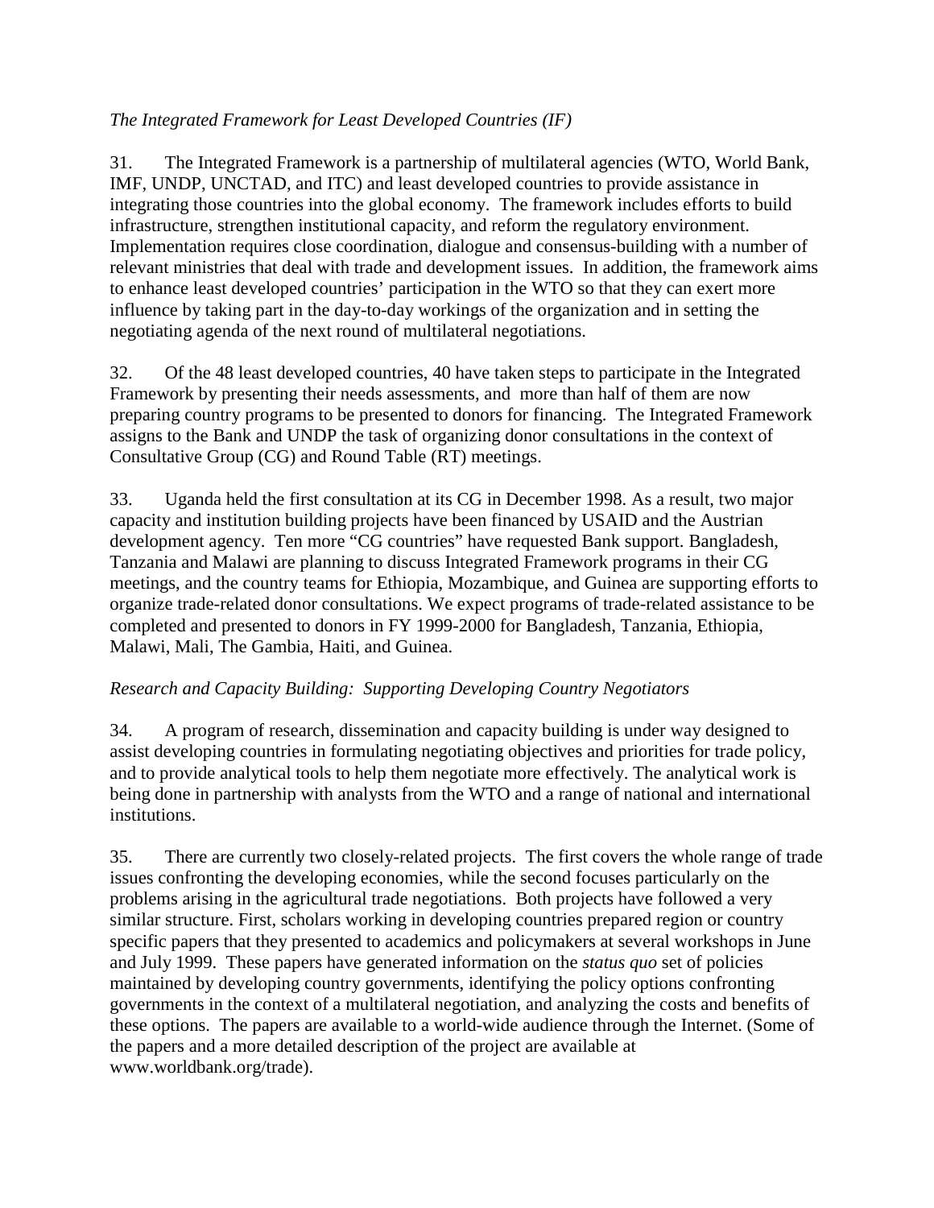*The Integrated Framework for Least Developed Countries (IF)*

31. The Integrated Framework is a partnership of multilateral agencies (WTO, World Bank, IMF, UNDP, UNCTAD, and ITC) and least developed countries to provide assistance in integrating those countries into the global economy. The framework includes efforts to build infrastructure, strengthen institutional capacity, and reform the regulatory environment. Implementation requires close coordination, dialogue and consensus-building with a number of relevant ministries that deal with trade and development issues. In addition, the framework aims to enhance least developed countries' participation in the WTO so that they can exert more influence by taking part in the day-to-day workings of the organization and in setting the negotiating agenda of the next round of multilateral negotiations.

32. Of the 48 least developed countries, 40 have taken steps to participate in the Integrated Framework by presenting their needs assessments, and more than half of them are now preparing country programs to be presented to donors for financing. The Integrated Framework assigns to the Bank and UNDP the task of organizing donor consultations in the context of Consultative Group (CG) and Round Table (RT) meetings.

33. Uganda held the first consultation at its CG in December 1998. As a result, two major capacity and institution building projects have been financed by USAID and the Austrian development agency. Ten more "CG countries" have requested Bank support. Bangladesh, Tanzania and Malawi are planning to discuss Integrated Framework programs in their CG meetings, and the country teams for Ethiopia, Mozambique, and Guinea are supporting efforts to organize trade-related donor consultations. We expect programs of trade-related assistance to be completed and presented to donors in FY 1999-2000 for Bangladesh, Tanzania, Ethiopia, Malawi, Mali, The Gambia, Haiti, and Guinea.

*Research and Capacity Building: Supporting Developing Country Negotiators*

34. A program of research, dissemination and capacity building is under way designed to assist developing countries in formulating negotiating objectives and priorities for trade policy, and to provide analytical tools to help them negotiate more effectively. The analytical work is being done in partnership with analysts from the WTO and a range of national and international institutions.

35. There are currently two closely-related projects. The first covers the whole range of trade issues confronting the developing economies, while the second focuses particularly on the problems arising in the agricultural trade negotiations. Both projects have followed a very similar structure. First, scholars working in developing countries prepared region or country specific papers that they presented to academics and policymakers at several workshops in June and July 1999. These papers have generated information on the *status quo* set of policies maintained by developing country governments, identifying the policy options confronting governments in the context of a multilateral negotiation, and analyzing the costs and benefits of these options. The papers are available to a world-wide audience through the Internet. (Some of the papers and a more detailed description of the project are available at www.worldbank.org/trade).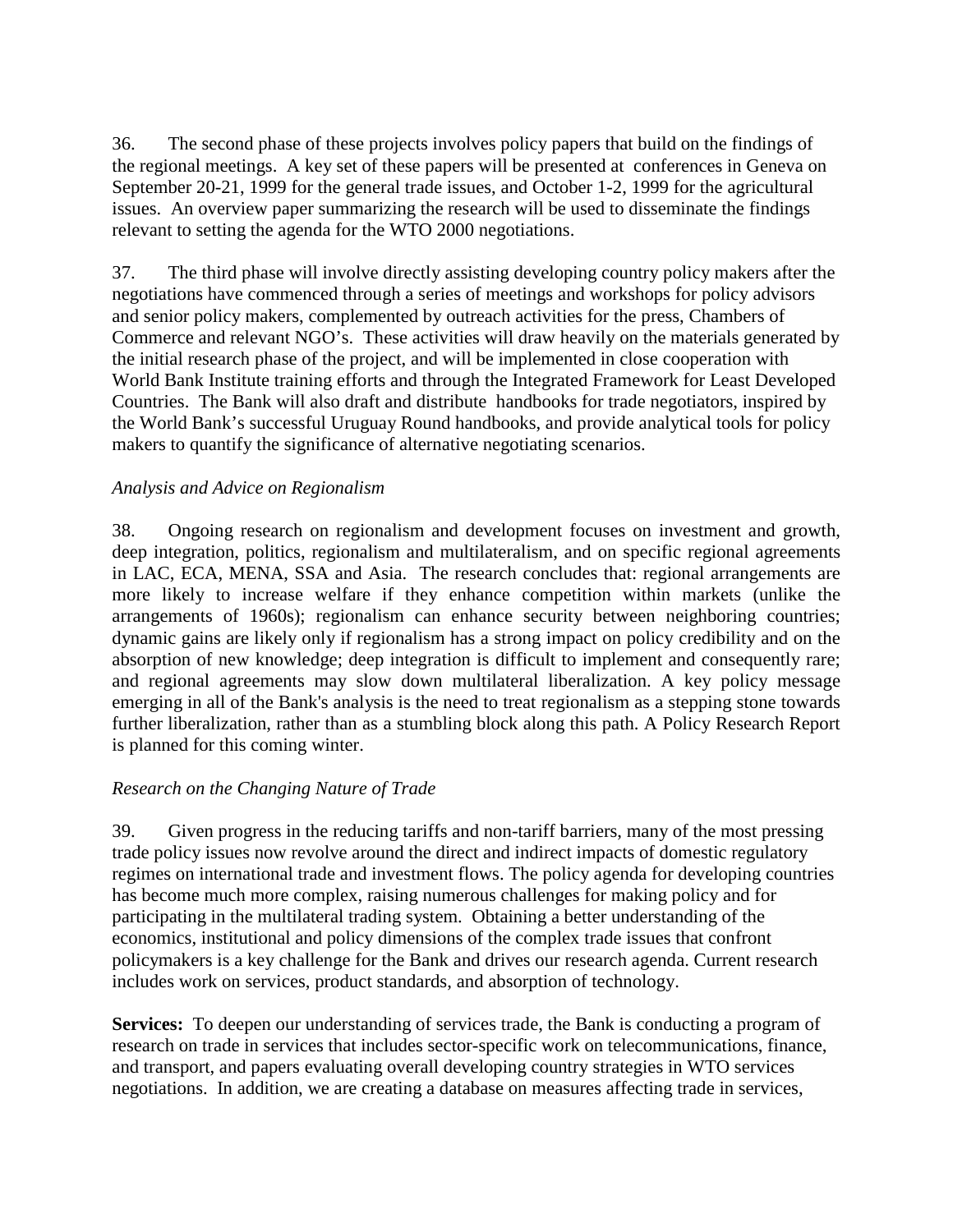36. The second phase of these projects involves policy papers that build on the findings of the regional meetings. A key set of these papers will be presented at conferences in Geneva on September 20-21, 1999 for the general trade issues, and October 1-2, 1999 for the agricultural issues. An overview paper summarizing the research will be used to disseminate the findings relevant to setting the agenda for the WTO 2000 negotiations.

37. The third phase will involve directly assisting developing country policy makers after the negotiations have commenced through a series of meetings and workshops for policy advisors and senior policy makers, complemented by outreach activities for the press, Chambers of Commerce and relevant NGO's. These activities will draw heavily on the materials generated by the initial research phase of the project, and will be implemented in close cooperation with World Bank Institute training efforts and through the Integrated Framework for Least Developed Countries. The Bank will also draft and distribute handbooks for trade negotiators, inspired by the World Bank's successful Uruguay Round handbooks, and provide analytical tools for policy makers to quantify the significance of alternative negotiating scenarios.

*Analysis and Advice on Regionalism*

38. Ongoing research on regionalism and development focuses on investment and growth, deep integration, politics, regionalism and multilateralism, and on specific regional agreements in LAC, ECA, MENA, SSA and Asia. The research concludes that: regional arrangements are more likely to increase welfare if they enhance competition within markets (unlike the arrangements of 1960s); regionalism can enhance security between neighboring countries; dynamic gains are likely only if regionalism has a strong impact on policy credibility and on the absorption of new knowledge; deep integration is difficult to implement and consequently rare; and regional agreements may slow down multilateral liberalization. A key policy message emerging in all of the Bank's analysis is the need to treat regionalism as a stepping stone towards further liberalization, rather than as a stumbling block along this path. A Policy Research Report is planned for this coming winter.

*Research on the Changing Nature of Trade*

39. Given progress in the reducing tariffs and non-tariff barriers, many of the most pressing trade policy issues now revolve around the direct and indirect impacts of domestic regulatory regimes on international trade and investment flows. The policy agenda for developing countries has become much more complex, raising numerous challenges for making policy and for participating in the multilateral trading system. Obtaining a better understanding of the economics, institutional and policy dimensions of the complex trade issues that confront policymakers is a key challenge for the Bank and drives our research agenda. Current research includes work on services, product standards, and absorption of technology.

**Services:** To deepen our understanding of services trade, the Bank is conducting a program of research on trade in services that includes sector-specific work on telecommunications, finance, and transport, and papers evaluating overall developing country strategies in WTO services negotiations. In addition, we are creating a database on measures affecting trade in services,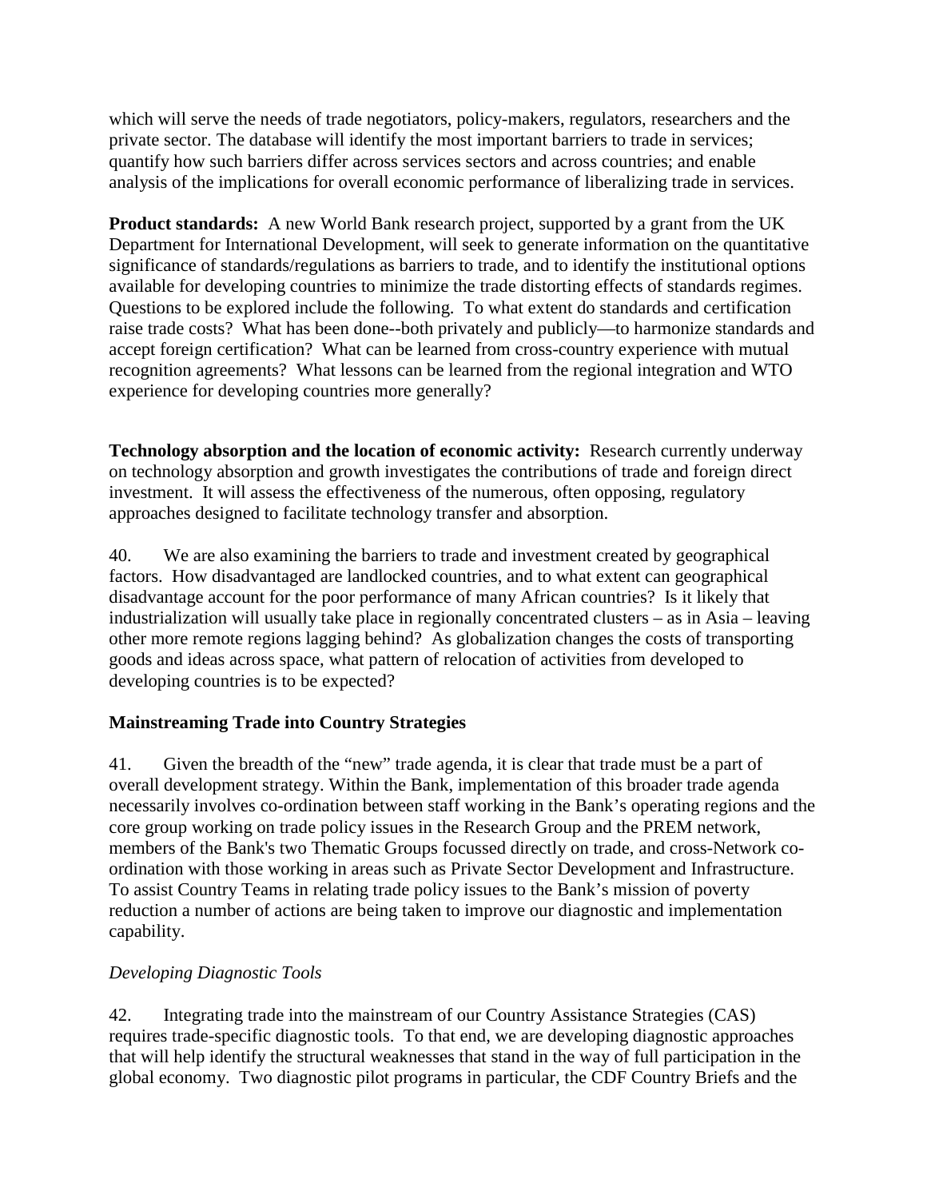which will serve the needs of trade negotiators, policy-makers, regulators, researchers and the private sector. The database will identify the most important barriers to trade in services; quantify how such barriers differ across services sectors and across countries; and enable analysis of the implications for overall economic performance of liberalizing trade in services.

**Product standards:** A new World Bank research project, supported by a grant from the UK Department for International Development, will seek to generate information on the quantitative significance of standards/regulations as barriers to trade, and to identify the institutional options available for developing countries to minimize the trade distorting effects of standards regimes. Questions to be explored include the following. To what extent do standards and certification raise trade costs? What has been done--both privately and publicly—to harmonize standards and accept foreign certification? What can be learned from cross-country experience with mutual recognition agreements? What lessons can be learned from the regional integration and WTO experience for developing countries more generally?

**Technology absorption and the location of economic activity:** Research currently underway on technology absorption and growth investigates the contributions of trade and foreign direct investment. It will assess the effectiveness of the numerous, often opposing, regulatory approaches designed to facilitate technology transfer and absorption.

40. We are also examining the barriers to trade and investment created by geographical factors. How disadvantaged are landlocked countries, and to what extent can geographical disadvantage account for the poor performance of many African countries? Is it likely that industrialization will usually take place in regionally concentrated clusters – as in Asia – leaving other more remote regions lagging behind? As globalization changes the costs of transporting goods and ideas across space, what pattern of relocation of activities from developed to developing countries is to be expected?

## Mainstreaming Trade into Country Strategies

41. Given the breadth of the "new" trade agenda, it is clear that trade must be a part of overall development strategy. Within the Bank, implementation of this broader trade agenda necessarily involves co-ordination between staff working in the Bank's operating regions and the core group working on trade policy issues in the Research Group and the PREM network, members of the Bank's two Thematic Groups focussed directly on trade, and cross-Network co-ordination with those working in areas such as Private Sector Development and Infrastructure. To assist Country Teams in relating trade policy issues to the Bank's mission of poverty reduction a number of actions are being taken to improve our diagnostic and implementation capability.

### *Developing Diagnostic Tools*

42. Integrating trade into the mainstream of our Country Assistance Strategies (CAS) requires trade-specific diagnostic tools. To that end, we are developing diagnostic approaches that will help identify the structural weaknesses that stand in the way of full participation in the global economy. Two diagnostic pilot programs in particular, the CDF Country Briefs and the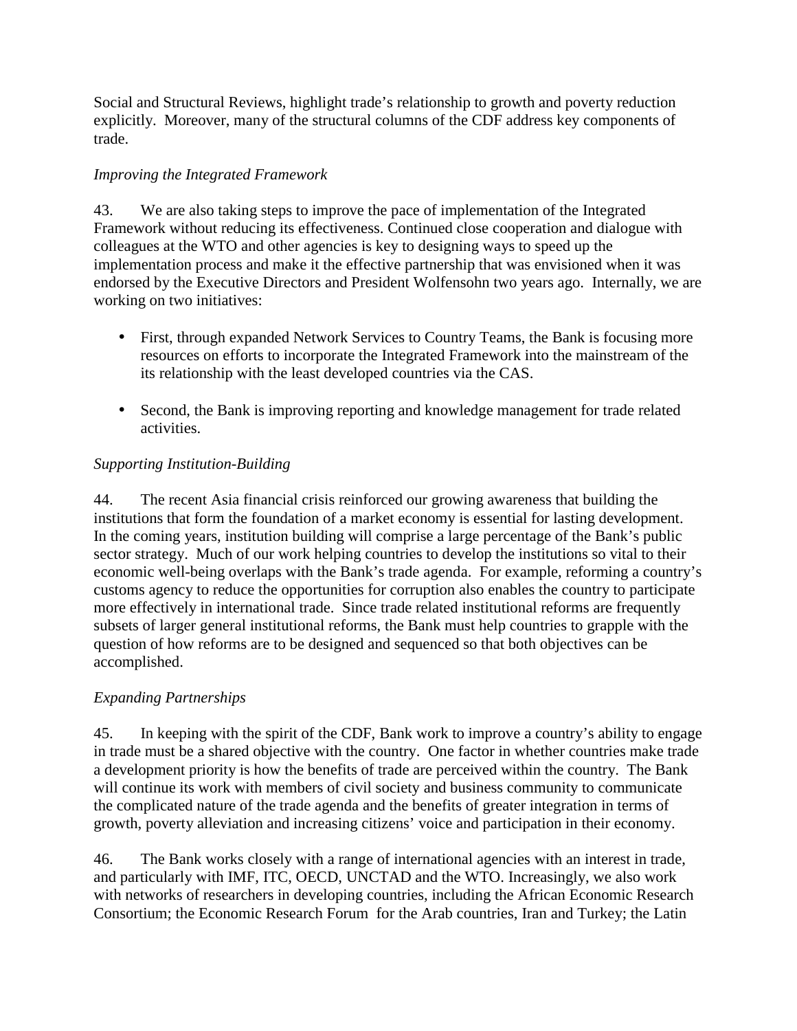Social and Structural Reviews, highlight trade's relationship to growth and poverty reduction explicitly. Moreover, many of the structural columns of the CDF address key components of trade.

*Improving the Integrated Framework*

43. We are also taking steps to improve the pace of implementation of the Integrated Framework without reducing its effectiveness. Continued close cooperation and dialogue with colleagues at the WTO and other agencies is key to designing ways to speed up the implementation process and make it the effective partnership that was envisioned when it was endorsed by the Executive Directors and President Wolfensohn two years ago. Internally, we are working on two initiatives:

- First, through expanded Network Services to Country Teams, the Bank is focusing more resources on efforts to incorporate the Integrated Framework into the mainstream of the its relationship with the least developed countries via the CAS.

- Second, the Bank is improving reporting and knowledge management for trade related activities.

*Supporting Institution-Building*

44. The recent Asia financial crisis reinforced our growing awareness that building the institutions that form the foundation of a market economy is essential for lasting development. In the coming years, institution building will comprise a large percentage of the Bank's public sector strategy. Much of our work helping countries to develop the institutions so vital to their economic well-being overlaps with the Bank's trade agenda. For example, reforming a country's customs agency to reduce the opportunities for corruption also enables the country to participate more effectively in international trade. Since trade related institutional reforms are frequently subsets of larger general institutional reforms, the Bank must help countries to grapple with the question of how reforms are to be designed and sequenced so that both objectives can be accomplished.

*Expanding Partnerships*

45. In keeping with the spirit of the CDF, Bank work to improve a country's ability to engage in trade must be a shared objective with the country. One factor in whether countries make trade a development priority is how the benefits of trade are perceived within the country. The Bank will continue its work with members of civil society and business community to communicate the complicated nature of the trade agenda and the benefits of greater integration in terms of growth, poverty alleviation and increasing citizens' voice and participation in their economy.

46. The Bank works closely with a range of international agencies with an interest in trade, and particularly with IMF, ITC, OECD, UNCTAD and the WTO. Increasingly, we also work with networks of researchers in developing countries, including the African Economic Research Consortium; the Economic Research Forum for the Arab countries, Iran and Turkey; the Latin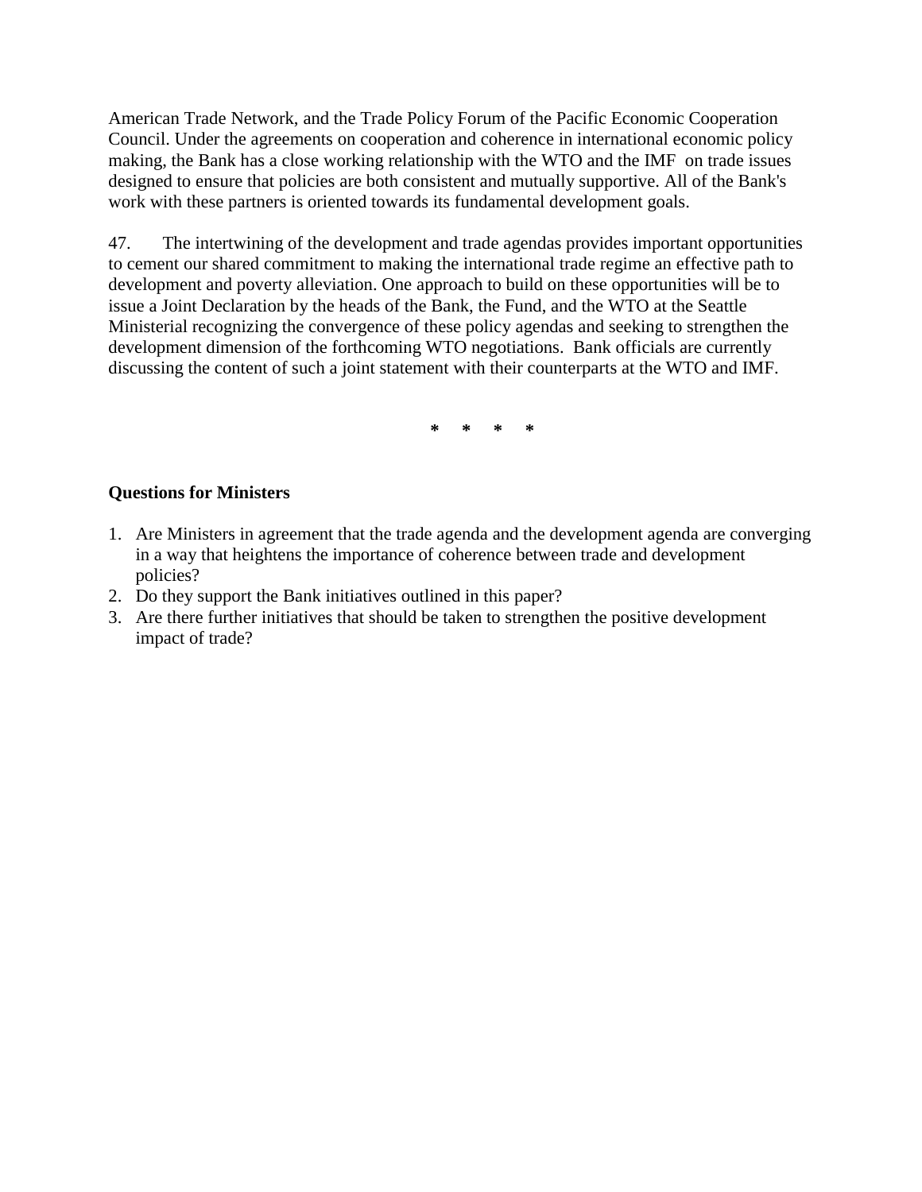American Trade Network, and the Trade Policy Forum of the Pacific Economic Cooperation Council. Under the agreements on cooperation and coherence in international economic policy making, the Bank has a close working relationship with the WTO and the IMF on trade issues designed to ensure that policies are both consistent and mutually supportive. All of the Bank's work with these partners is oriented towards its fundamental development goals.

47. The intertwining of the development and trade agendas provides important opportunities to cement our shared commitment to making the international trade regime an effective path to development and poverty alleviation. One approach to build on these opportunities will be to issue a Joint Declaration by the heads of the Bank, the Fund, and the WTO at the Seattle Ministerial recognizing the convergence of these policy agendas and seeking to strengthen the development dimension of the forthcoming WTO negotiations. Bank officials are currently discussing the content of such a joint statement with their counterparts at the WTO and IMF.

**\* \* \* \***

**Questions for Ministers**

1. Are Ministers in agreement that the trade agenda and the development agenda are converging in a way that heightens the importance of coherence between trade and development policies?
2. Do they support the Bank initiatives outlined in this paper?
3. Are there further initiatives that should be taken to strengthen the positive development impact of trade?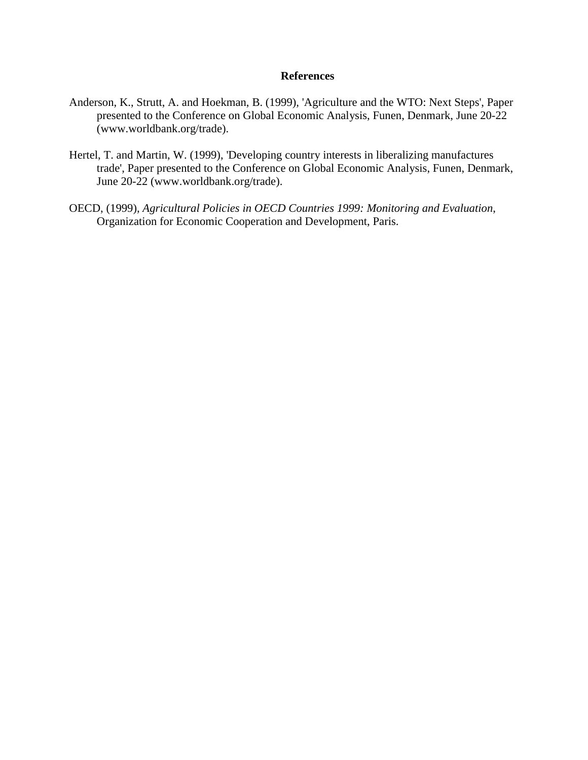## References

Anderson, K., Strutt, A. and Hoekman, B. (1999), 'Agriculture and the WTO: Next Steps', Paper presented to the Conference on Global Economic Analysis, Funen, Denmark, June 20-22 (www.worldbank.org/trade).

Hertel, T. and Martin, W. (1999), 'Developing country interests in liberalizing manufactures trade', Paper presented to the Conference on Global Economic Analysis, Funen, Denmark, June 20-22 (www.worldbank.org/trade).

OECD, (1999), *Agricultural Policies in OECD Countries 1999: Monitoring and Evaluation*, Organization for Economic Cooperation and Development, Paris.